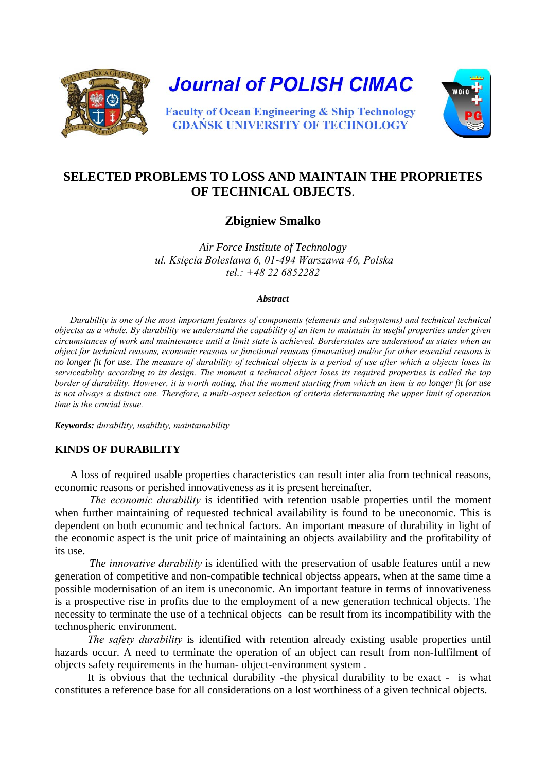Journal of POLISH CIMAC

Faculty of Ocean Engineering & Ship Technology
GDAŃSK UNIVERSITY OF TECHNOLOGY

# SELECTED PROBLEMS TO LOSS AND MAINTAIN THE PROPRIETES OF TECHNICAL OBJECTS.

**Zbigniew Smalko**

*Air Force Institute of Technology*
*ul. Księcia Bolesława 6, 01-494 Warszawa 46, Polska*
*tel.: +48 22 6852282*

***Abstract***

*Durability is one of the most important features of components (elements and subsystems) and technical technical objectss as a whole. By durability we understand the capability of an item to maintain its useful properties under given circumstances of work and maintenance until a limit state is achieved. Borderstates are understood as states when an object for technical reasons, economic reasons or functional reasons (innovative) and/or for other essential reasons is no longer fit for use. The measure of durability of technical objects is a period of use after which a objects loses its serviceability according to its design. The moment a technical object loses its required properties is called the top border of durability. However, it is worth noting, that the moment starting from which an item is no longer fit for use is not always a distinct one. Therefore, a multi-aspect selection of criteria determinating the upper limit of operation time is the crucial issue.*

***Keywords:*** *durability, usability, maintainability*

## KINDS OF DURABILITY

A loss of required usable properties characteristics can result inter alia from technical reasons, economic reasons or perished innovativeness as it is present hereinafter.

*The economic durability* is identified with retention usable properties until the moment when further maintaining of requested technical availability is found to be uneconomic. This is dependent on both economic and technical factors. An important measure of durability in light of the economic aspect is the unit price of maintaining an objects availability and the profitability of its use.

*The innovative durability* is identified with the preservation of usable features until a new generation of competitive and non-compatible technical objectss appears, when at the same time a possible modernisation of an item is uneconomic. An important feature in terms of innovativeness is a prospective rise in profits due to the employment of a new generation technical objects. The necessity to terminate the use of a technical objects can be result from its incompatibility with the technospheric environment.

*The safety durability* is identified with retention already existing usable properties until hazards occur. A need to terminate the operation of an object can result from non-fulfilment of objects safety requirements in the human- object-environment system .

It is obvious that the technical durability -the physical durability to be exact - is what constitutes a reference base for all considerations on a lost worthiness of a given technical objects.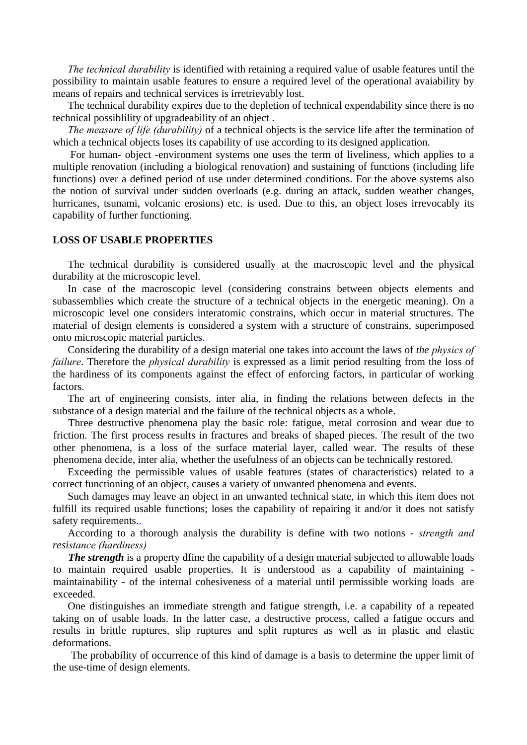*The technical durability* is identified with retaining a required value of usable features until the possibility to maintain usable features to ensure a required level of the operational avaiability by means of repairs and technical services is irretrievably lost.

The technical durability expires due to the depletion of technical expendability since there is no technical possiblility of upgradeability of an object .

*The measure of life (durability)* of a technical objects is the service life after the termination of which a technical objects loses its capability of use according to its designed application.

For human- object -environment systems one uses the term of liveliness, which applies to a multiple renovation (including a biological renovation) and sustaining of functions (including life functions) over a defined period of use under determined conditions. For the above systems also the notion of survival under sudden overloads (e.g. during an attack, sudden weather changes, hurricanes, tsunami, volcanic erosions) etc. is used. Due to this, an object loses irrevocably its capability of further functioning.

## LOSS OF USABLE PROPERTIES

The technical durability is considered usually at the macroscopic level and the physical durability at the microscopic level.

In case of the macroscopic level (considering constrains between objects elements and subassemblies which create the structure of a technical objects in the energetic meaning). On a microscopic level one considers interatomic constrains, which occur in material structures. The material of design elements is considered a system with a structure of constrains, superimposed onto microscopic material particles.

Considering the durability of a design material one takes into account the laws of *the physics of failure*. Therefore the *physical durability* is expressed as a limit period resulting from the loss of the hardiness of its components against the effect of enforcing factors, in particular of working factors.

The art of engineering consists, inter alia, in finding the relations between defects in the substance of a design material and the failure of the technical objects as a whole.

Three destructive phenomena play the basic role: fatigue, metal corrosion and wear due to friction. The first process results in fractures and breaks of shaped pieces. The result of the two other phenomena, is a loss of the surface material layer, called wear. The results of these phenomena decide, inter alia, whether the usefulness of an objects can be technically restored.

Exceeding the permissible values of usable features (states of characteristics) related to a correct functioning of an object, causes a variety of unwanted phenomena and events.

Such damages may leave an object in an unwanted technical state, in which this item does not fulfill its required usable functions; loses the capability of repairing it and/or it does not satisfy safety requirements..

According to a thorough analysis the durability is define with two notions - *strength and resistance (hardiness)*

***The strength*** is a property dfine the capability of a design material subjected to allowable loads to maintain required usable properties. It is understood as a capability of maintaining - maintainability - of the internal cohesiveness of a material until permissible working loads are exceeded.

One distinguishes an immediate strength and fatigue strength, i.e. a capability of a repeated taking on of usable loads. In the latter case, a destructive process, called a fatigue occurs and results in brittle ruptures, slip ruptures and split ruptures as well as in plastic and elastic deformations.

The probability of occurrence of this kind of damage is a basis to determine the upper limit of the use-time of design elements.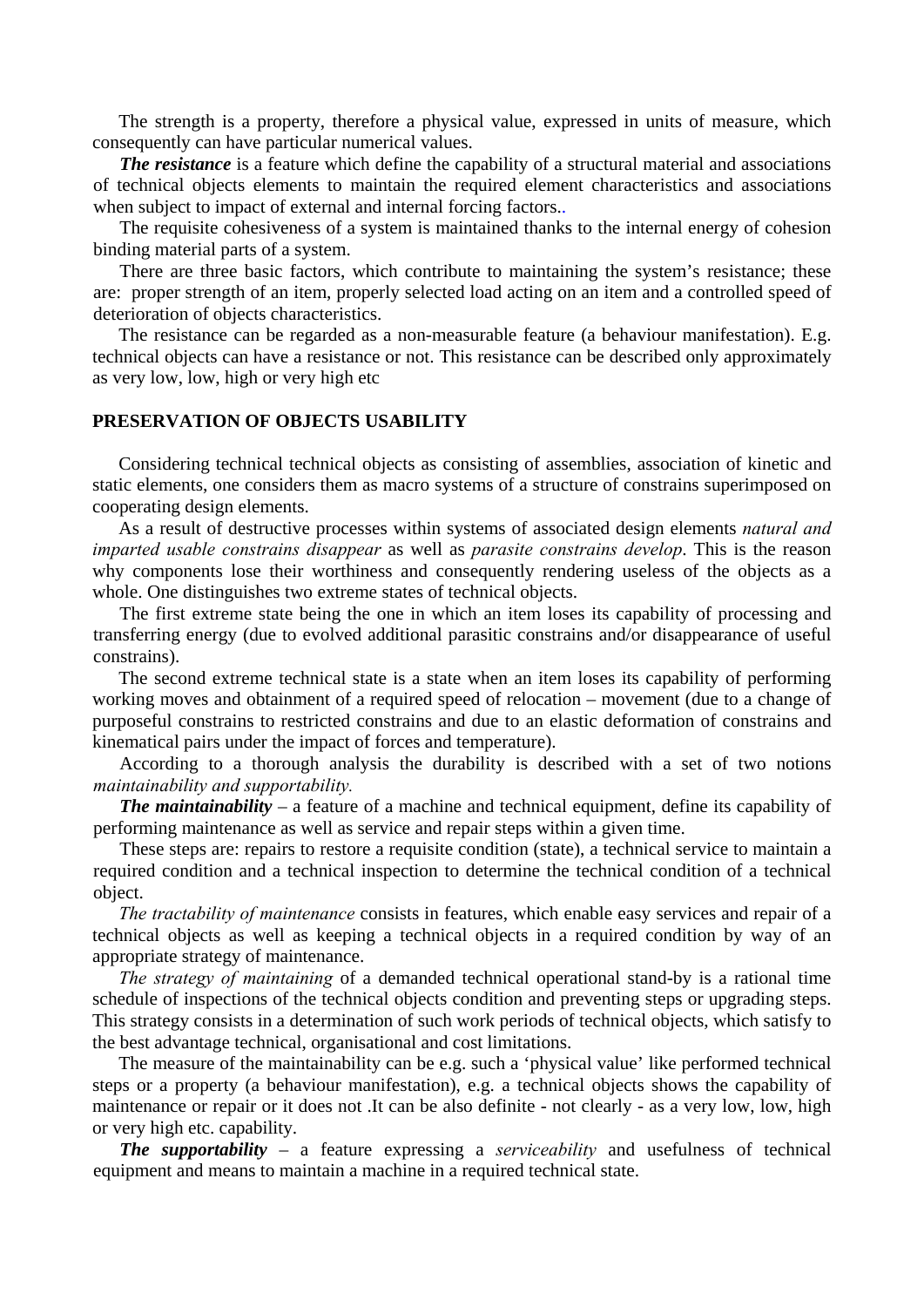The strength is a property, therefore a physical value, expressed in units of measure, which consequently can have particular numerical values.

***The resistance*** is a feature which define the capability of a structural material and associations of technical objects elements to maintain the required element characteristics and associations when subject to impact of external and internal forcing factors..

The requisite cohesiveness of a system is maintained thanks to the internal energy of cohesion binding material parts of a system.

There are three basic factors, which contribute to maintaining the system's resistance; these are: proper strength of an item, properly selected load acting on an item and a controlled speed of deterioration of objects characteristics.

The resistance can be regarded as a non-measurable feature (a behaviour manifestation). E.g. technical objects can have a resistance or not. This resistance can be described only approximately as very low, low, high or very high etc

## PRESERVATION OF OBJECTS USABILITY

Considering technical technical objects as consisting of assemblies, association of kinetic and static elements, one considers them as macro systems of a structure of constrains superimposed on cooperating design elements.

As a result of destructive processes within systems of associated design elements *natural and imparted usable constrains disappear* as well as *parasite constrains develop*. This is the reason why components lose their worthiness and consequently rendering useless of the objects as a whole. One distinguishes two extreme states of technical objects.

The first extreme state being the one in which an item loses its capability of processing and transferring energy (due to evolved additional parasitic constrains and/or disappearance of useful constrains).

The second extreme technical state is a state when an item loses its capability of performing working moves and obtainment of a required speed of relocation – movement (due to a change of purposeful constrains to restricted constrains and due to an elastic deformation of constrains and kinematical pairs under the impact of forces and temperature).

According to a thorough analysis the durability is described with a set of two notions *maintainability and supportability.*

***The maintainability*** – a feature of a machine and technical equipment, define its capability of performing maintenance as well as service and repair steps within a given time.

These steps are: repairs to restore a requisite condition (state), a technical service to maintain a required condition and a technical inspection to determine the technical condition of a technical object.

*The tractability of maintenance* consists in features, which enable easy services and repair of a technical objects as well as keeping a technical objects in a required condition by way of an appropriate strategy of maintenance.

*The strategy of maintaining* of a demanded technical operational stand-by is a rational time schedule of inspections of the technical objects condition and preventing steps or upgrading steps. This strategy consists in a determination of such work periods of technical objects, which satisfy to the best advantage technical, organisational and cost limitations.

The measure of the maintainability can be e.g. such a 'physical value' like performed technical steps or a property (a behaviour manifestation), e.g. a technical objects shows the capability of maintenance or repair or it does not .It can be also definite - not clearly - as a very low, low, high or very high etc. capability.

***The supportability*** – a feature expressing a *serviceability* and usefulness of technical equipment and means to maintain a machine in a required technical state.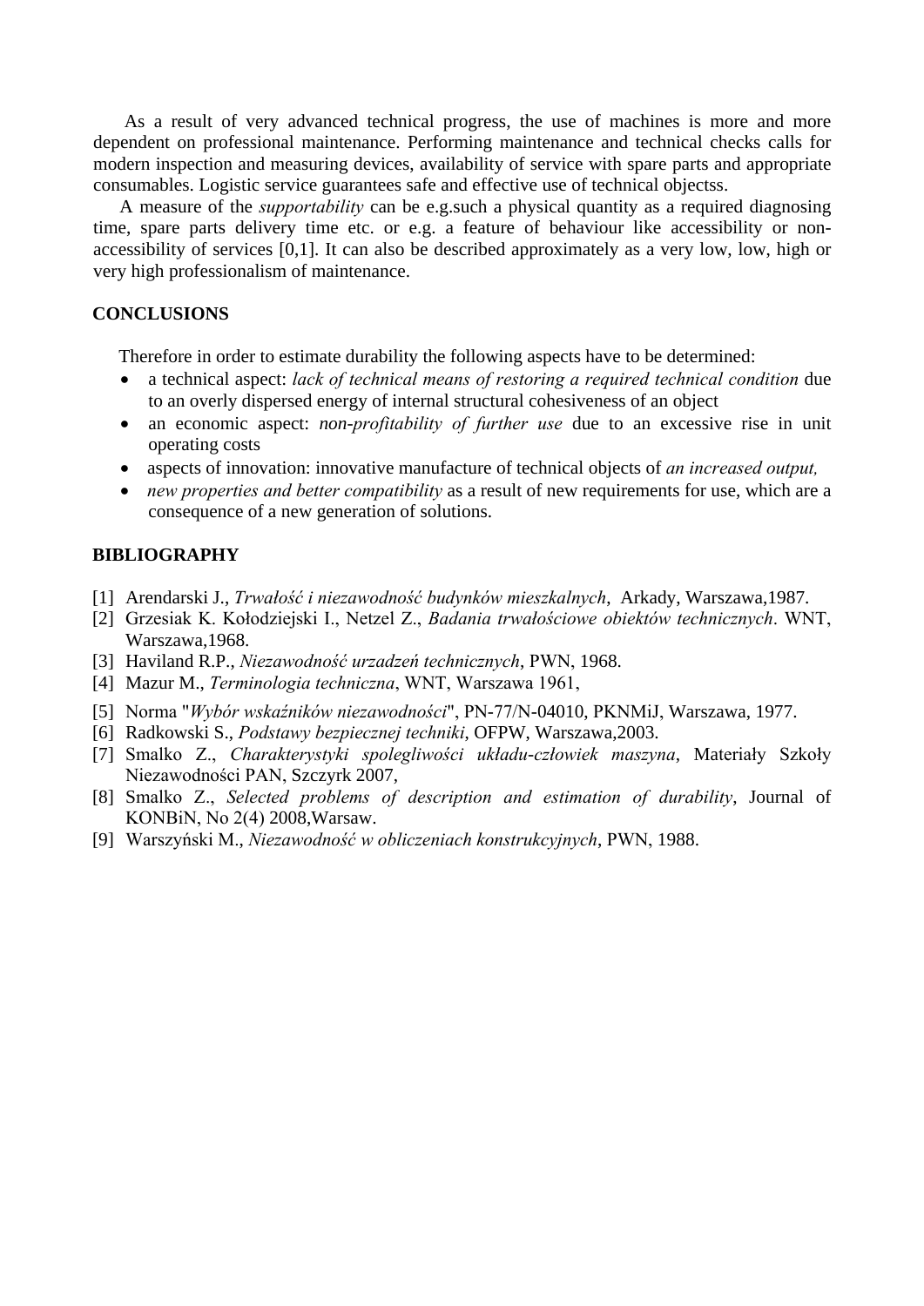As a result of very advanced technical progress, the use of machines is more and more dependent on professional maintenance. Performing maintenance and technical checks calls for modern inspection and measuring devices, availability of service with spare parts and appropriate consumables. Logistic service guarantees safe and effective use of technical objectss.

A measure of the *supportability* can be e.g.such a physical quantity as a required diagnosing time, spare parts delivery time etc. or e.g. a feature of behaviour like accessibility or non-accessibility of services [0,1]. It can also be described approximately as a very low, low, high or very high professionalism of maintenance.

## CONCLUSIONS

Therefore in order to estimate durability the following aspects have to be determined:

- a technical aspect: *lack of technical means of restoring a required technical condition* due to an overly dispersed energy of internal structural cohesiveness of an object
- an economic aspect: *non-profitability of further use* due to an excessive rise in unit operating costs
- aspects of innovation: innovative manufacture of technical objects of *an increased output,*
- *new properties and better compatibility* as a result of new requirements for use, which are a consequence of a new generation of solutions.

## BIBLIOGRAPHY

[1] Arendarski J., *Trwałość i niezawodność budynków mieszkalnych*, Arkady, Warszawa,1987.
[2] Grzesiak K. Kołodziejski I., Netzel Z., *Badania trwałościowe obiektów technicznych*. WNT, Warszawa,1968.
[3] Haviland R.P., *Niezawodność urzadzeń technicznych*, PWN, 1968.
[4] Mazur M., *Terminologia techniczna*, WNT, Warszawa 1961,
[5] Norma "*Wybór wskaźników niezawodności*", PN-77/N-04010, PKNMiJ, Warszawa, 1977.
[6] Radkowski S., *Podstawy bezpiecznej techniki*, OFPW, Warszawa,2003.
[7] Smalko Z., *Charakterystyki spolegliwości układu-człowiek maszyna*, Materiały Szkoły Niezawodności PAN, Szczyrk 2007,
[8] Smalko Z., *Selected problems of description and estimation of durability*, Journal of KONBiN, No 2(4) 2008,Warsaw.
[9] Warszyński M., *Niezawodność w obliczeniach konstrukcyjnych*, PWN, 1988.